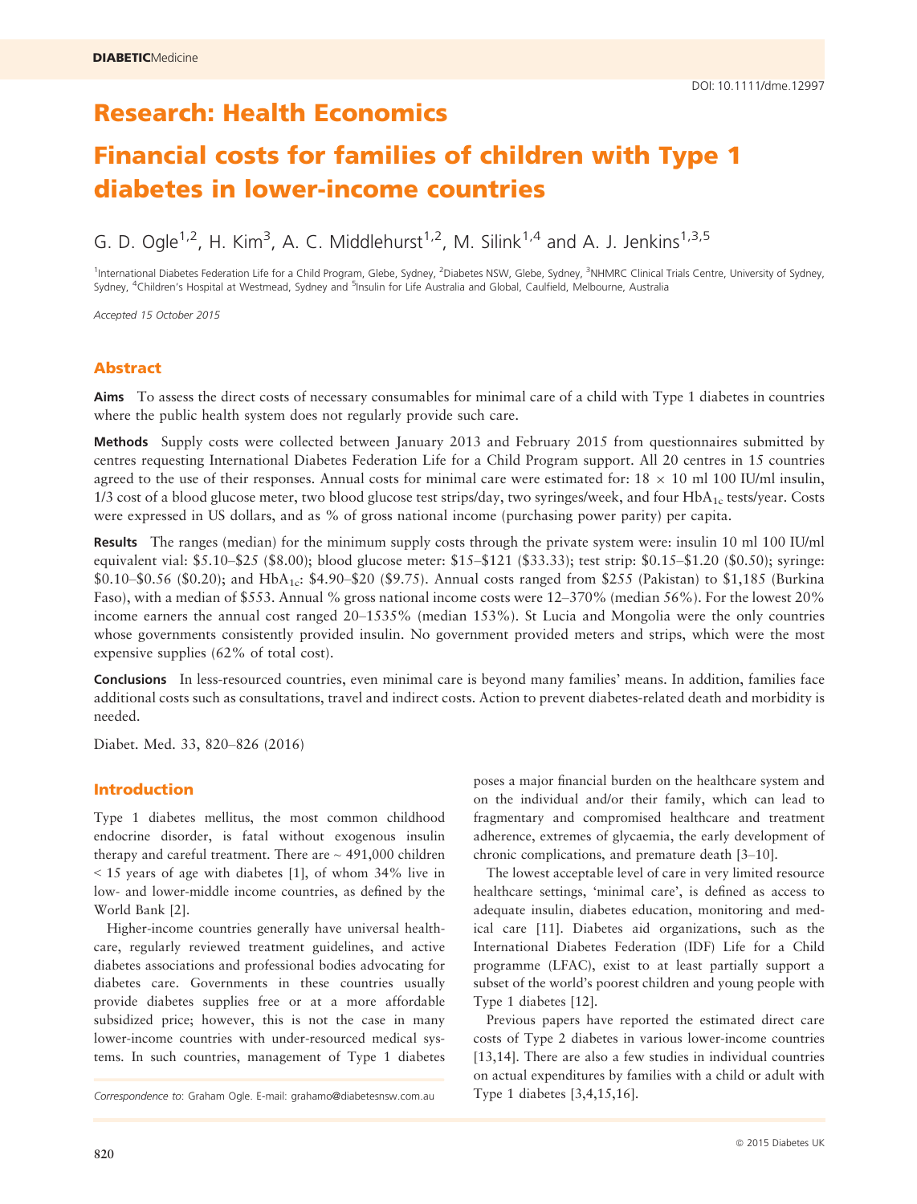DOI: 10.1111/dme.12997

# Research: Health Economics

# Financial costs for families of children with Type 1 diabetes in lower-income countries

G. D. Ogle[1,2], H. Kim[3], A. C. Middlehurst[1,2], M. Silink[1,4] and A. J. Jenkins[1,3,5]

[1]International Diabetes Federation Life for a Child Program, Glebe, Sydney, [2]Diabetes NSW, Glebe, Sydney, [3]NHMRC Clinical Trials Centre, University of Sydney, Sydney, [4]Children's Hospital at Westmead, Sydney and [5]Insulin for Life Australia and Global, Caulfield, Melbourne, Australia

*Accepted 15 October 2015*

## Abstract

**Aims** To assess the direct costs of necessary consumables for minimal care of a child with Type 1 diabetes in countries where the public health system does not regularly provide such care.

**Methods** Supply costs were collected between January 2013 and February 2015 from questionnaires submitted by centres requesting International Diabetes Federation Life for a Child Program support. All 20 centres in 15 countries agreed to the use of their responses. Annual costs for minimal care were estimated for: 18 × 10 ml 100 IU/ml insulin, 1/3 cost of a blood glucose meter, two blood glucose test strips/day, two syringes/week, and four $HbA_{1c}$ tests/year. Costs were expressed in US dollars, and as % of gross national income (purchasing power parity) per capita.

**Results** The ranges (median) for the minimum supply costs through the private system were: insulin 10 ml 100 IU/ml equivalent vial: \$5.10–\$25 (\$8.00); blood glucose meter: \$15–\$121 (\$33.33); test strip: \$0.15–\$1.20 (\$0.50); syringe: \$0.10–\$0.56 (\$0.20); and $HbA_{1c}$: \$4.90–\$20 (\$9.75). Annual costs ranged from \$255 (Pakistan) to \$1,185 (Burkina Faso), with a median of \$553. Annual % gross national income costs were 12–370% (median 56%). For the lowest 20% income earners the annual cost ranged 20–1535% (median 153%). St Lucia and Mongolia were the only countries whose governments consistently provided insulin. No government provided meters and strips, which were the most expensive supplies (62% of total cost).

**Conclusions** In less-resourced countries, even minimal care is beyond many families' means. In addition, families face additional costs such as consultations, travel and indirect costs. Action to prevent diabetes-related death and morbidity is needed.

Diabet. Med. 33, 820–826 (2016)

## Introduction

Type 1 diabetes mellitus, the most common childhood endocrine disorder, is fatal without exogenous insulin therapy and careful treatment. There are ~ 491,000 children < 15 years of age with diabetes [1], of whom 34% live in low- and lower-middle income countries, as defined by the World Bank [2].

Higher-income countries generally have universal healthcare, regularly reviewed treatment guidelines, and active diabetes associations and professional bodies advocating for diabetes care. Governments in these countries usually provide diabetes supplies free or at a more affordable subsidized price; however, this is not the case in many lower-income countries with under-resourced medical systems. In such countries, management of Type 1 diabetes poses a major financial burden on the healthcare system and on the individual and/or their family, which can lead to fragmentary and compromised healthcare and treatment adherence, extremes of glycaemia, the early development of chronic complications, and premature death [3–10].

The lowest acceptable level of care in very limited resource healthcare settings, 'minimal care', is defined as access to adequate insulin, diabetes education, monitoring and medical care [11]. Diabetes aid organizations, such as the International Diabetes Federation (IDF) Life for a Child programme (LFAC), exist to at least partially support a subset of the world's poorest children and young people with Type 1 diabetes [12].

Previous papers have reported the estimated direct care costs of Type 2 diabetes in various lower-income countries [13,14]. There are also a few studies in individual countries on actual expenditures by families with a child or adult with Type 1 diabetes [3,4,15,16].

*Correspondence to*: Graham Ogle. E-mail: grahamo@diabetesnsw.com.au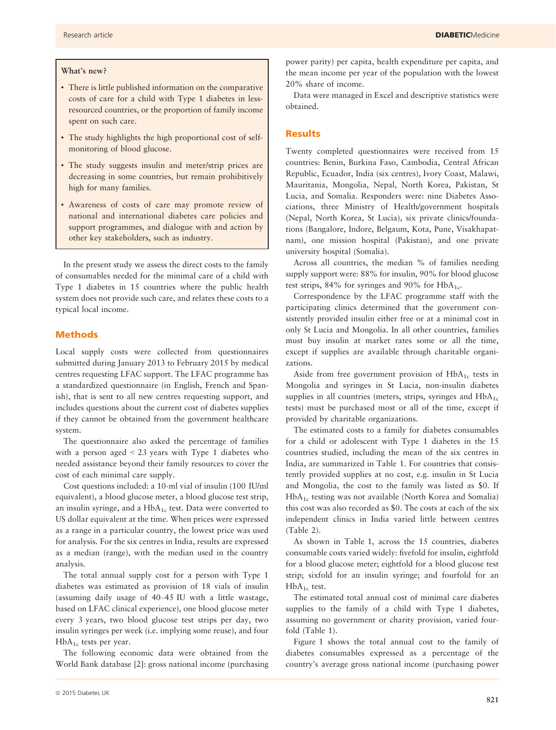> **What's new?**
>
> - There is little published information on the comparative costs of care for a child with Type 1 diabetes in less-resourced countries, or the proportion of family income spent on such care.
> - The study highlights the high proportional cost of self-monitoring of blood glucose.
> - The study suggests insulin and meter/strip prices are decreasing in some countries, but remain prohibitively high for many families.
> - Awareness of costs of care may promote review of national and international diabetes care policies and support programmes, and dialogue with and action by other key stakeholders, such as industry.

In the present study we assess the direct costs to the family of consumables needed for the minimal care of a child with Type 1 diabetes in 15 countries where the public health system does not provide such care, and relates these costs to a typical local income.

## Methods

Local supply costs were collected from questionnaires submitted during January 2013 to February 2015 by medical centres requesting LFAC support. The LFAC programme has a standardized questionnaire (in English, French and Spanish), that is sent to all new centres requesting support, and includes questions about the current cost of diabetes supplies if they cannot be obtained from the government healthcare system.

The questionnaire also asked the percentage of families with a person aged < 23 years with Type 1 diabetes who needed assistance beyond their family resources to cover the cost of each minimal care supply.

Cost questions included: a 10-ml vial of insulin (100 IU/ml equivalent), a blood glucose meter, a blood glucose test strip, an insulin syringe, and a $HbA_{1c}$ test. Data were converted to US dollar equivalent at the time. When prices were expressed as a range in a particular country, the lowest price was used for analysis. For the six centres in India, results are expressed as a median (range), with the median used in the country analysis.

The total annual supply cost for a person with Type 1 diabetes was estimated as provision of 18 vials of insulin (assuming daily usage of 40–45 IU with a little wastage, based on LFAC clinical experience), one blood glucose meter every 3 years, two blood glucose test strips per day, two insulin syringes per week (i.e. implying some reuse), and four $HbA_{1c}$ tests per year.

The following economic data were obtained from the World Bank database [2]: gross national income (purchasing power parity) per capita, health expenditure per capita, and the mean income per year of the population with the lowest 20% share of income.

Data were managed in Excel and descriptive statistics were obtained.

## Results

Twenty completed questionnaires were received from 15 countries: Benin, Burkina Faso, Cambodia, Central African Republic, Ecuador, India (six centres), Ivory Coast, Malawi, Mauritania, Mongolia, Nepal, North Korea, Pakistan, St Lucia, and Somalia. Responders were: nine Diabetes Associations, three Ministry of Health/government hospitals (Nepal, North Korea, St Lucia), six private clinics/foundations (Bangalore, Indore, Belgaum, Kota, Pune, Visakhapatnam), one mission hospital (Pakistan), and one private university hospital (Somalia).

Across all countries, the median % of families needing supply support were: 88% for insulin, 90% for blood glucose test strips, 84% for syringes and 90% for $HbA_{1c}$.

Correspondence by the LFAC programme staff with the participating clinics determined that the government consistently provided insulin either free or at a minimal cost in only St Lucia and Mongolia. In all other countries, families must buy insulin at market rates some or all the time, except if supplies are available through charitable organizations.

Aside from free government provision of $HbA_{1c}$ tests in Mongolia and syringes in St Lucia, non-insulin diabetes supplies in all countries (meters, strips, syringes and $HbA_{1c}$ tests) must be purchased most or all of the time, except if provided by charitable organizations.

The estimated costs to a family for diabetes consumables for a child or adolescent with Type 1 diabetes in the 15 countries studied, including the mean of the six centres in India, are summarized in Table 1. For countries that consistently provided supplies at no cost, e.g. insulin in St Lucia and Mongolia, the cost to the family was listed as \$0. If $HbA_{1c}$ testing was not available (North Korea and Somalia) this cost was also recorded as \$0. The costs at each of the six independent clinics in India varied little between centres (Table 2).

As shown in Table 1, across the 15 countries, diabetes consumable costs varied widely: fivefold for insulin, eightfold for a blood glucose meter; eightfold for a blood glucose test strip; sixfold for an insulin syringe; and fourfold for an $HbA_{1c}$ test.

The estimated total annual cost of minimal care diabetes supplies to the family of a child with Type 1 diabetes, assuming no government or charity provision, varied fourfold (Table 1).

Figure 1 shows the total annual cost to the family of diabetes consumables expressed as a percentage of the country's average gross national income (purchasing power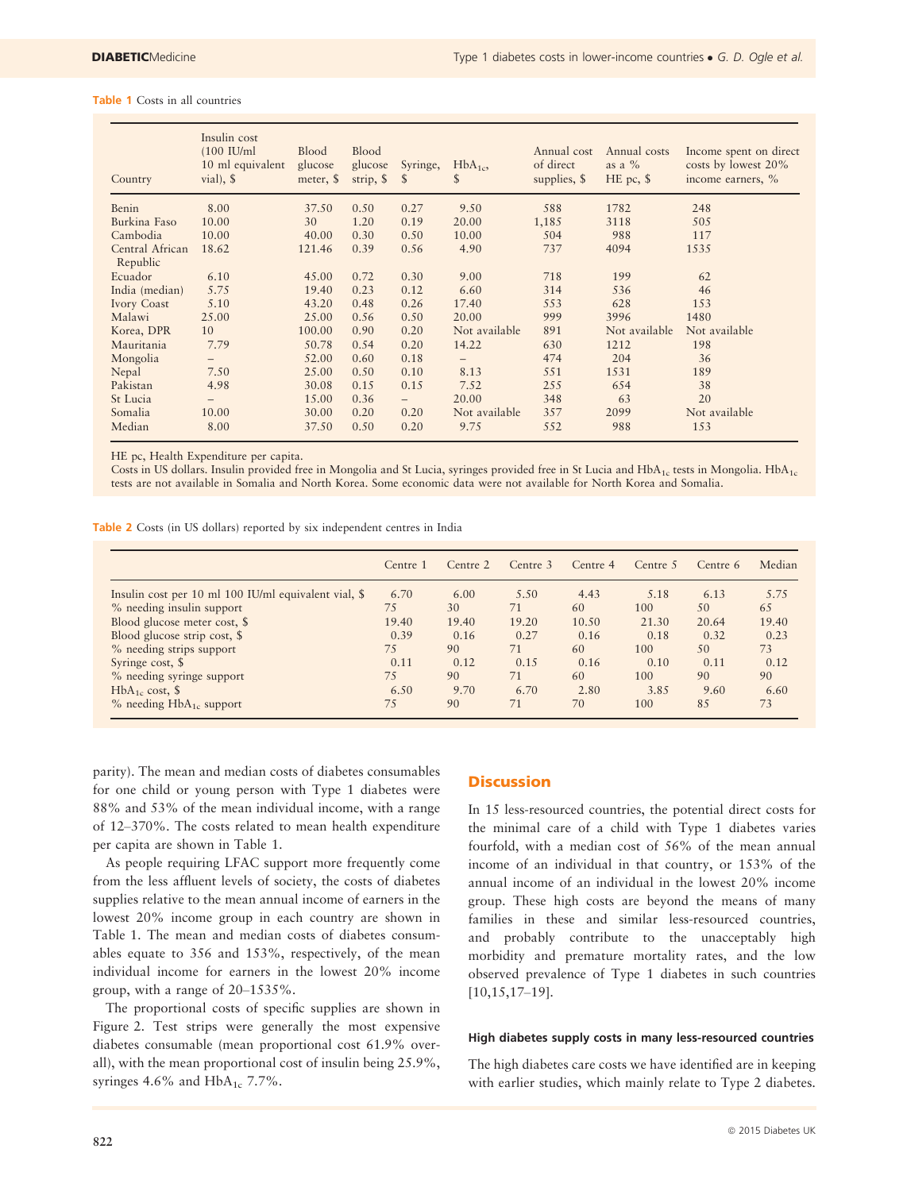**Table 1** Costs in all countries

| Country | Insulin cost (100 IU/ml 10 ml equivalent vial), $ | Blood glucose meter, $ | Blood glucose strip, $ | Syringe, $ | $HbA_{1c}$, $ | Annual cost of direct supplies, $ | Annual costs as a % HE pc, $ | Income spent on direct costs by lowest 20% income earners, % |
|---|---|---|---|---|---|---|---|---|
| Benin | 8.00 | 37.50 | 0.50 | 0.27 | 9.50 | 588 | 1782 | 248 |
| Burkina Faso | 10.00 | 30 | 1.20 | 0.19 | 20.00 | 1,185 | 3118 | 505 |
| Cambodia | 10.00 | 40.00 | 0.30 | 0.50 | 10.00 | 504 | 988 | 117 |
| Central African Republic | 18.62 | 121.46 | 0.39 | 0.56 | 4.90 | 737 | 4094 | 1535 |
| Ecuador | 6.10 | 45.00 | 0.72 | 0.30 | 9.00 | 718 | 199 | 62 |
| India (median) | 5.75 | 19.40 | 0.23 | 0.12 | 6.60 | 314 | 536 | 46 |
| Ivory Coast | 5.10 | 43.20 | 0.48 | 0.26 | 17.40 | 553 | 628 | 153 |
| Malawi | 25.00 | 25.00 | 0.56 | 0.50 | 20.00 | 999 | 3996 | 1480 |
| Korea, DPR | 10 | 100.00 | 0.90 | 0.20 | Not available | 891 | Not available | Not available |
| Mauritania | 7.79 | 50.78 | 0.54 | 0.20 | 14.22 | 630 | 1212 | 198 |
| Mongolia | – | 52.00 | 0.60 | 0.18 | – | 474 | 204 | 36 |
| Nepal | 7.50 | 25.00 | 0.50 | 0.10 | 8.13 | 551 | 1531 | 189 |
| Pakistan | 4.98 | 30.08 | 0.15 | 0.15 | 7.52 | 255 | 654 | 38 |
| St Lucia | – | 15.00 | 0.36 | – | 20.00 | 348 | 63 | 20 |
| Somalia | 10.00 | 30.00 | 0.20 | 0.20 | Not available | 357 | 2099 | Not available |
| Median | 8.00 | 37.50 | 0.50 | 0.20 | 9.75 | 552 | 988 | 153 |

HE pc, Health Expenditure per capita.
Costs in US dollars. Insulin provided free in Mongolia and St Lucia, syringes provided free in St Lucia and $HbA_{1c}$ tests in Mongolia. $HbA_{1c}$ tests are not available in Somalia and North Korea. Some economic data were not available for North Korea and Somalia.

**Table 2** Costs (in US dollars) reported by six independent centres in India

| | Centre 1 | Centre 2 | Centre 3 | Centre 4 | Centre 5 | Centre 6 | Median |
|---|---|---|---|---|---|---|---|
| Insulin cost per 10 ml 100 IU/ml equivalent vial, $ | 6.70 | 6.00 | 5.50 | 4.43 | 5.18 | 6.13 | 5.75 |
| % needing insulin support | 75 | 30 | 71 | 60 | 100 | 50 | 65 |
| Blood glucose meter cost, $ | 19.40 | 19.40 | 19.20 | 10.50 | 21.30 | 20.64 | 19.40 |
| Blood glucose strip cost, $ | 0.39 | 0.16 | 0.27 | 0.16 | 0.18 | 0.32 | 0.23 |
| % needing strips support | 75 | 90 | 71 | 60 | 100 | 50 | 73 |
| Syringe cost, $ | 0.11 | 0.12 | 0.15 | 0.16 | 0.10 | 0.11 | 0.12 |
| % needing syringe support | 75 | 90 | 71 | 60 | 100 | 90 | 90 |
| $HbA_{1c}$ cost, $ | 6.50 | 9.70 | 6.70 | 2.80 | 3.85 | 9.60 | 6.60 |
| % needing $HbA_{1c}$ support | 75 | 90 | 71 | 70 | 100 | 85 | 73 |

parity). The mean and median costs of diabetes consumables for one child or young person with Type 1 diabetes were 88% and 53% of the mean individual income, with a range of 12–370%. The costs related to mean health expenditure per capita are shown in Table 1.

As people requiring LFAC support more frequently come from the less affluent levels of society, the costs of diabetes supplies relative to the mean annual income of earners in the lowest 20% income group in each country are shown in Table 1. The mean and median costs of diabetes consumables equate to 356 and 153%, respectively, of the mean individual income for earners in the lowest 20% income group, with a range of 20–1535%.

The proportional costs of specific supplies are shown in Figure 2. Test strips were generally the most expensive diabetes consumable (mean proportional cost 61.9% overall), with the mean proportional cost of insulin being 25.9%, syringes 4.6% and $HbA_{1c}$ 7.7%.

## Discussion

In 15 less-resourced countries, the potential direct costs for the minimal care of a child with Type 1 diabetes varies fourfold, with a median cost of 56% of the mean annual income of an individual in that country, or 153% of the annual income of an individual in the lowest 20% income group. These high costs are beyond the means of many families in these and similar less-resourced countries, and probably contribute to the unacceptably high morbidity and premature mortality rates, and the low observed prevalence of Type 1 diabetes in such countries [10,15,17–19].

### High diabetes supply costs in many less-resourced countries

The high diabetes care costs we have identified are in keeping with earlier studies, which mainly relate to Type 2 diabetes.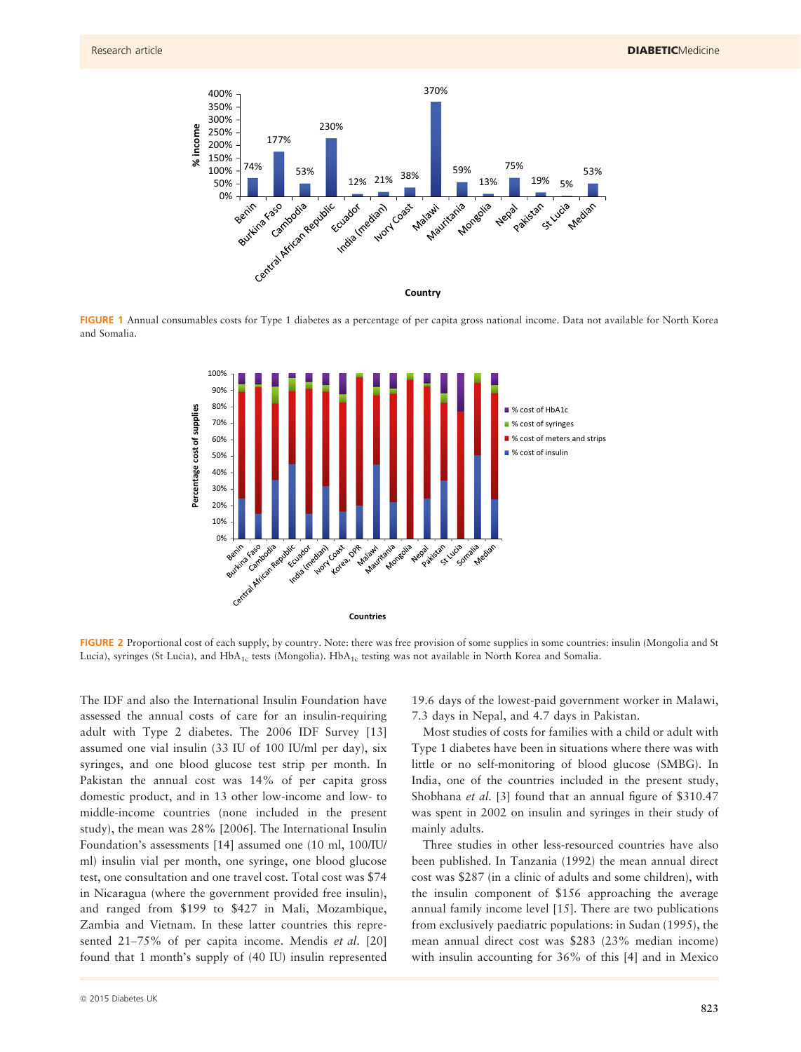**FIGURE 1** Annual consumables costs for Type 1 diabetes as a percentage of per capita gross national income. Data not available for North Korea and Somalia.

**FIGURE 2** Proportional cost of each supply, by country. Note: there was free provision of some supplies in some countries: insulin (Mongolia and St Lucia), syringes (St Lucia), and $HbA_{1c}$ tests (Mongolia). $HbA_{1c}$ testing was not available in North Korea and Somalia.

The IDF and also the International Insulin Foundation have assessed the annual costs of care for an insulin-requiring adult with Type 2 diabetes. The 2006 IDF Survey [13] assumed one vial insulin (33 IU of 100 IU/ml per day), six syringes, and one blood glucose test strip per month. In Pakistan the annual cost was 14% of per capita gross domestic product, and in 13 other low-income and low- to middle-income countries (none included in the present study), the mean was 28% [2006]. The International Insulin Foundation's assessments [14] assumed one (10 ml, 100/IU/ml) insulin vial per month, one syringe, one blood glucose test, one consultation and one travel cost. Total cost was $74 in Nicaragua (where the government provided free insulin), and ranged from $199 to $427 in Mali, Mozambique, Zambia and Vietnam. In these latter countries this represented 21–75% of per capita income. Mendis *et al.* [20] found that 1 month's supply of (40 IU) insulin represented 19.6 days of the lowest-paid government worker in Malawi, 7.3 days in Nepal, and 4.7 days in Pakistan.

Most studies of costs for families with a child or adult with Type 1 diabetes have been in situations where there was with little or no self-monitoring of blood glucose (SMBG). In India, one of the countries included in the present study, Shobhana *et al.* [3] found that an annual figure of $310.47 was spent in 2002 on insulin and syringes in their study of mainly adults.

Three studies in other less-resourced countries have also been published. In Tanzania (1992) the mean annual direct cost was $287 (in a clinic of adults and some children), with the insulin component of $156 approaching the average annual family income level [15]. There are two publications from exclusively paediatric populations: in Sudan (1995), the mean annual direct cost was $283 (23% median income) with insulin accounting for 36% of this [4] and in Mexico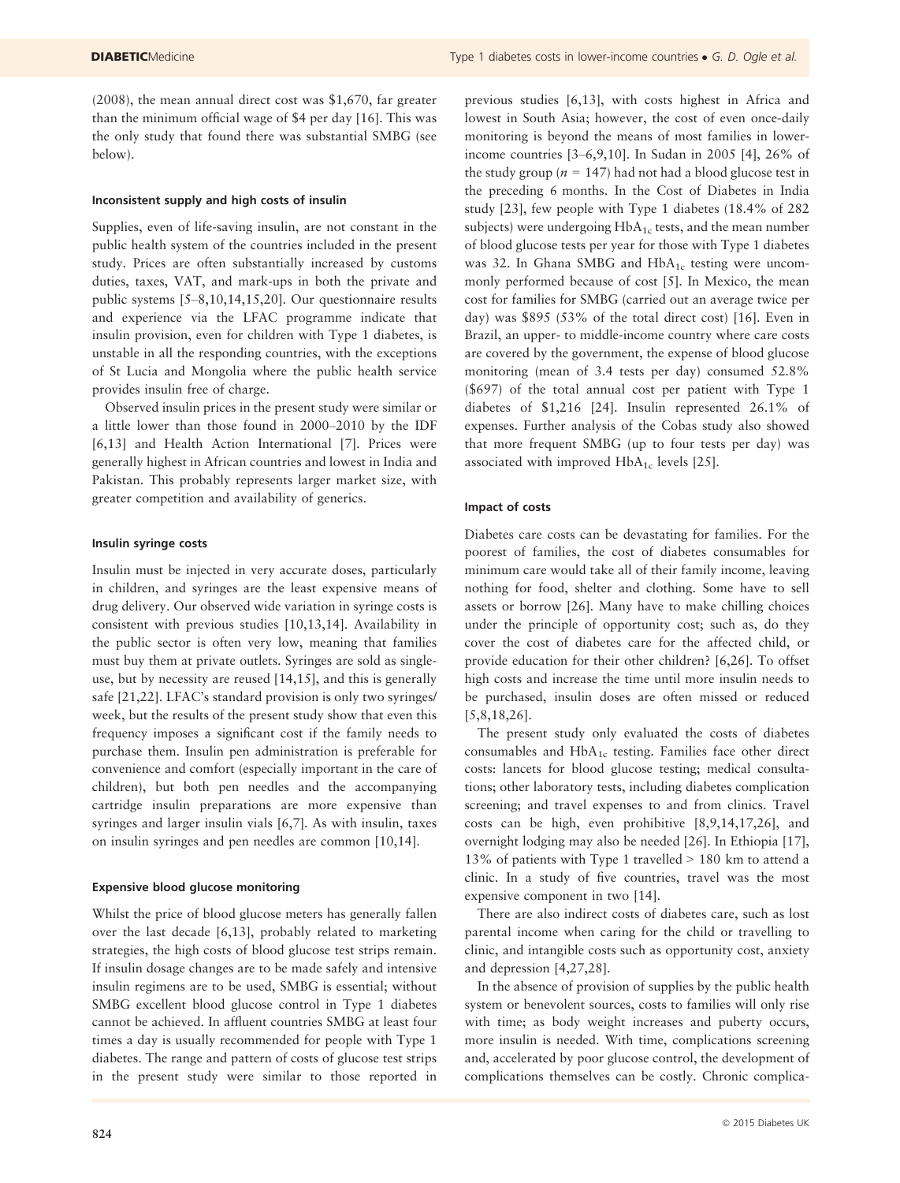(2008), the mean annual direct cost was $1,670, far greater than the minimum official wage of $4 per day [16]. This was the only study that found there was substantial SMBG (see below).

#### Inconsistent supply and high costs of insulin

Supplies, even of life-saving insulin, are not constant in the public health system of the countries included in the present study. Prices are often substantially increased by customs duties, taxes, VAT, and mark-ups in both the private and public systems [5–8,10,14,15,20]. Our questionnaire results and experience via the LFAC programme indicate that insulin provision, even for children with Type 1 diabetes, is unstable in all the responding countries, with the exceptions of St Lucia and Mongolia where the public health service provides insulin free of charge.

Observed insulin prices in the present study were similar or a little lower than those found in 2000–2010 by the IDF [6,13] and Health Action International [7]. Prices were generally highest in African countries and lowest in India and Pakistan. This probably represents larger market size, with greater competition and availability of generics.

#### Insulin syringe costs

Insulin must be injected in very accurate doses, particularly in children, and syringes are the least expensive means of drug delivery. Our observed wide variation in syringe costs is consistent with previous studies [10,13,14]. Availability in the public sector is often very low, meaning that families must buy them at private outlets. Syringes are sold as single-use, but by necessity are reused [14,15], and this is generally safe [21,22]. LFAC's standard provision is only two syringes/week, but the results of the present study show that even this frequency imposes a significant cost if the family needs to purchase them. Insulin pen administration is preferable for convenience and comfort (especially important in the care of children), but both pen needles and the accompanying cartridge insulin preparations are more expensive than syringes and larger insulin vials [6,7]. As with insulin, taxes on insulin syringes and pen needles are common [10,14].

#### Expensive blood glucose monitoring

Whilst the price of blood glucose meters has generally fallen over the last decade [6,13], probably related to marketing strategies, the high costs of blood glucose test strips remain. If insulin dosage changes are to be made safely and intensive insulin regimens are to be used, SMBG is essential; without SMBG excellent blood glucose control in Type 1 diabetes cannot be achieved. In affluent countries SMBG at least four times a day is usually recommended for people with Type 1 diabetes. The range and pattern of costs of glucose test strips in the present study were similar to those reported in previous studies [6,13], with costs highest in Africa and lowest in South Asia; however, the cost of even once-daily monitoring is beyond the means of most families in lower-income countries [3–6,9,10]. In Sudan in 2005 [4], 26% of the study group ($n$ = 147) had not had a blood glucose test in the preceding 6 months. In the Cost of Diabetes in India study [23], few people with Type 1 diabetes (18.4% of 282 subjects) were undergoing $HbA_{1c}$ tests, and the mean number of blood glucose tests per year for those with Type 1 diabetes was 32. In Ghana SMBG and $HbA_{1c}$ testing were uncommonly performed because of cost [5]. In Mexico, the mean cost for families for SMBG (carried out an average twice per day) was $895 (53% of the total direct cost) [16]. Even in Brazil, an upper- to middle-income country where care costs are covered by the government, the expense of blood glucose monitoring (mean of 3.4 tests per day) consumed 52.8% ($697) of the total annual cost per patient with Type 1 diabetes of $1,216 [24]. Insulin represented 26.1% of expenses. Further analysis of the Cobas study also showed that more frequent SMBG (up to four tests per day) was associated with improved $HbA_{1c}$ levels [25].

#### Impact of costs

Diabetes care costs can be devastating for families. For the poorest of families, the cost of diabetes consumables for minimum care would take all of their family income, leaving nothing for food, shelter and clothing. Some have to sell assets or borrow [26]. Many have to make chilling choices under the principle of opportunity cost; such as, do they cover the cost of diabetes care for the affected child, or provide education for their other children? [6,26]. To offset high costs and increase the time until more insulin needs to be purchased, insulin doses are often missed or reduced [5,8,18,26].

The present study only evaluated the costs of diabetes consumables and $HbA_{1c}$ testing. Families face other direct costs: lancets for blood glucose testing; medical consultations; other laboratory tests, including diabetes complication screening; and travel expenses to and from clinics. Travel costs can be high, even prohibitive [8,9,14,17,26], and overnight lodging may also be needed [26]. In Ethiopia [17], 13% of patients with Type 1 travelled > 180 km to attend a clinic. In a study of five countries, travel was the most expensive component in two [14].

There are also indirect costs of diabetes care, such as lost parental income when caring for the child or travelling to clinic, and intangible costs such as opportunity cost, anxiety and depression [4,27,28].

In the absence of provision of supplies by the public health system or benevolent sources, costs to families will only rise with time; as body weight increases and puberty occurs, more insulin is needed. With time, complications screening and, accelerated by poor glucose control, the development of complications themselves can be costly. Chronic complica-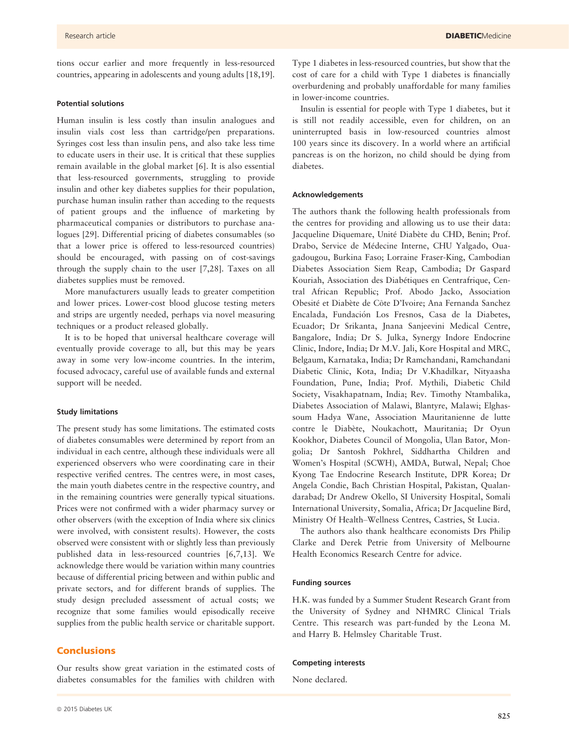tions occur earlier and more frequently in less-resourced countries, appearing in adolescents and young adults [18,19].

#### Potential solutions

Human insulin is less costly than insulin analogues and insulin vials cost less than cartridge/pen preparations. Syringes cost less than insulin pens, and also take less time to educate users in their use. It is critical that these supplies remain available in the global market [6]. It is also essential that less-resourced governments, struggling to provide insulin and other key diabetes supplies for their population, purchase human insulin rather than acceding to the requests of patient groups and the influence of marketing by pharmaceutical companies or distributors to purchase analogues [29]. Differential pricing of diabetes consumables (so that a lower price is offered to less-resourced countries) should be encouraged, with passing on of cost-savings through the supply chain to the user [7,28]. Taxes on all diabetes supplies must be removed.

More manufacturers usually leads to greater competition and lower prices. Lower-cost blood glucose testing meters and strips are urgently needed, perhaps via novel measuring techniques or a product released globally.

It is to be hoped that universal healthcare coverage will eventually provide coverage to all, but this may be years away in some very low-income countries. In the interim, focused advocacy, careful use of available funds and external support will be needed.

#### Study limitations

The present study has some limitations. The estimated costs of diabetes consumables were determined by report from an individual in each centre, although these individuals were all experienced observers who were coordinating care in their respective verified centres. The centres were, in most cases, the main youth diabetes centre in the respective country, and in the remaining countries were generally typical situations. Prices were not confirmed with a wider pharmacy survey or other observers (with the exception of India where six clinics were involved, with consistent results). However, the costs observed were consistent with or slightly less than previously published data in less-resourced countries [6,7,13]. We acknowledge there would be variation within many countries because of differential pricing between and within public and private sectors, and for different brands of supplies. The study design precluded assessment of actual costs; we recognize that some families would episodically receive supplies from the public health service or charitable support.

## Conclusions

Our results show great variation in the estimated costs of diabetes consumables for the families with children with Type 1 diabetes in less-resourced countries, but show that the cost of care for a child with Type 1 diabetes is financially overburdening and probably unaffordable for many families in lower-income countries.

Insulin is essential for people with Type 1 diabetes, but it is still not readily accessible, even for children, on an uninterrupted basis in low-resourced countries almost 100 years since its discovery. In a world where an artificial pancreas is on the horizon, no child should be dying from diabetes.

#### Acknowledgements

The authors thank the following health professionals from the centres for providing and allowing us to use their data: Jacqueline Diquemare, Unité Diabète du CHD, Benin; Prof. Drabo, Service de Médecine Interne, CHU Yalgado, Ouagadougou, Burkina Faso; Lorraine Fraser-King, Cambodian Diabetes Association Siem Reap, Cambodia; Dr Gaspard Kouriah, Association des Diabétiques en Centrafrique, Central African Republic; Prof. Abodo Jacko, Association Obesité et Diabète de Côte D'Ivoire; Ana Fernanda Sanchez Encalada, Fundación Los Fresnos, Casa de la Diabetes, Ecuador; Dr Srikanta, Jnana Sanjeevini Medical Centre, Bangalore, India; Dr S. Julka, Synergy Indore Endocrine Clinic, Indore, India; Dr M.V. Jali, Kore Hospital and MRC, Belgaum, Karnataka, India; Dr Ramchandani, Ramchandani Diabetic Clinic, Kota, India; Dr V.Khadilkar, Nityaasha Foundation, Pune, India; Prof. Mythili, Diabetic Child Society, Visakhapatnam, India; Rev. Timothy Ntambalika, Diabetes Association of Malawi, Blantyre, Malawi; Elghassoum Hadya Wane, Association Mauritanienne de lutte contre le Diabète, Noukachott, Mauritania; Dr Oyun Kookhor, Diabetes Council of Mongolia, Ulan Bator, Mongolia; Dr Santosh Pokhrel, Siddhartha Children and Women's Hospital (SCWH), AMDA, Butwal, Nepal; Choe Kyong Tae Endocrine Research Institute, DPR Korea; Dr Angela Condie, Bach Christian Hospital, Pakistan, Qualandarabad; Dr Andrew Okello, SI University Hospital, Somali International University, Somalia, Africa; Dr Jacqueline Bird, Ministry Of Health–Wellness Centres, Castries, St Lucia.

The authors also thank healthcare economists Drs Philip Clarke and Derek Petrie from University of Melbourne Health Economics Research Centre for advice.

#### Funding sources

H.K. was funded by a Summer Student Research Grant from the University of Sydney and NHMRC Clinical Trials Centre. This research was part-funded by the Leona M. and Harry B. Helmsley Charitable Trust.

#### Competing interests

None declared.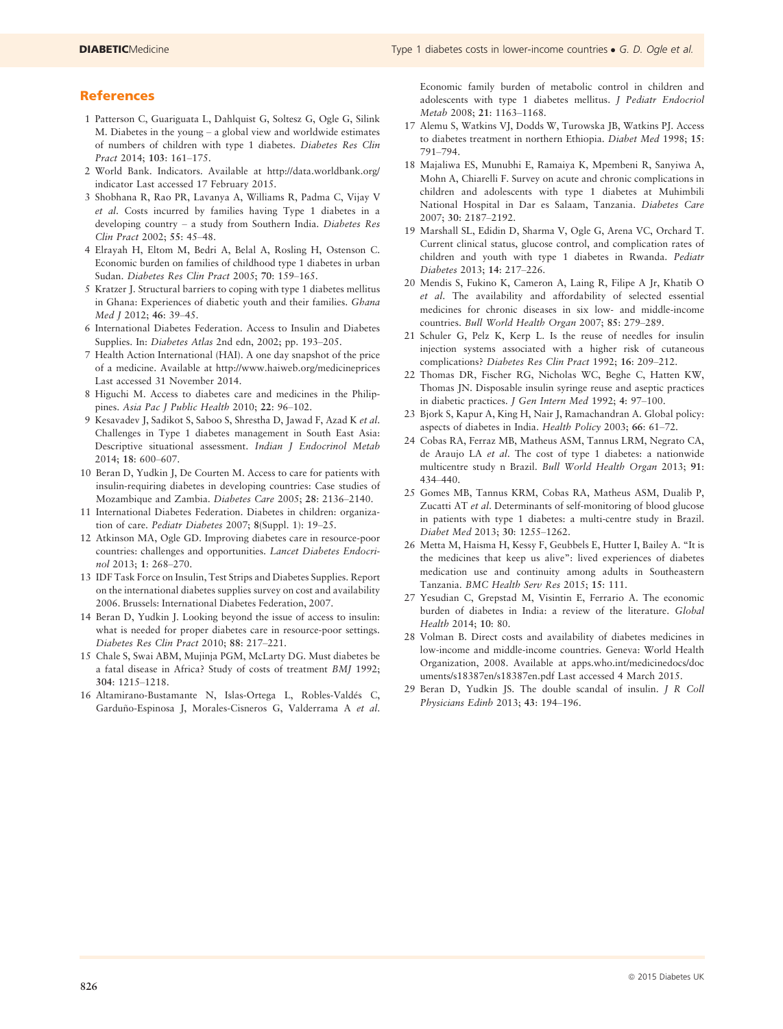## References

1 Patterson C, Guariguata L, Dahlquist G, Soltesz G, Ogle G, Silink M. Diabetes in the young – a global view and worldwide estimates of numbers of children with type 1 diabetes. *Diabetes Res Clin Pract* 2014; **103**: 161–175.

2 World Bank. Indicators. Available at http://data.worldbank.org/indicator Last accessed 17 February 2015.

3 Shobhana R, Rao PR, Lavanya A, Williams R, Padma C, Vijay V *et al*. Costs incurred by families having Type 1 diabetes in a developing country – a study from Southern India. *Diabetes Res Clin Pract* 2002; **55**: 45–48.

4 Elrayah H, Eltom M, Bedri A, Belal A, Rosling H, Ostenson C. Economic burden on families of childhood type 1 diabetes in urban Sudan. *Diabetes Res Clin Pract* 2005; **70**: 159–165.

5 Kratzer J. Structural barriers to coping with type 1 diabetes mellitus in Ghana: Experiences of diabetic youth and their families. *Ghana Med J* 2012; **46**: 39–45.

6 International Diabetes Federation. Access to Insulin and Diabetes Supplies. In: *Diabetes Atlas* 2nd edn, 2002; pp. 193–205.

7 Health Action International (HAI). A one day snapshot of the price of a medicine. Available at http://www.haiweb.org/medicineprices Last accessed 31 November 2014.

8 Higuchi M. Access to diabetes care and medicines in the Philippines. *Asia Pac J Public Health* 2010; **22**: 96–102.

9 Kesavadev J, Sadikot S, Saboo S, Shrestha D, Jawad F, Azad K *et al*. Challenges in Type 1 diabetes management in South East Asia: Descriptive situational assessment. *Indian J Endocrinol Metab* 2014; **18**: 600–607.

10 Beran D, Yudkin J, De Courten M. Access to care for patients with insulin-requiring diabetes in developing countries: Case studies of Mozambique and Zambia. *Diabetes Care* 2005; **28**: 2136–2140.

11 International Diabetes Federation. Diabetes in children: organization of care. *Pediatr Diabetes* 2007; **8**(Suppl. 1): 19–25.

12 Atkinson MA, Ogle GD. Improving diabetes care in resource-poor countries: challenges and opportunities. *Lancet Diabetes Endocrinol* 2013; **1**: 268–270.

13 IDF Task Force on Insulin, Test Strips and Diabetes Supplies. Report on the international diabetes supplies survey on cost and availability 2006. Brussels: International Diabetes Federation, 2007.

14 Beran D, Yudkin J. Looking beyond the issue of access to insulin: what is needed for proper diabetes care in resource-poor settings. *Diabetes Res Clin Pract* 2010; **88**: 217–221.

15 Chale S, Swai ABM, Mujinja PGM, McLarty DG. Must diabetes be a fatal disease in Africa? Study of costs of treatment *BMJ* 1992; **304**: 1215–1218.

16 Altamirano-Bustamante N, Islas-Ortega L, Robles-Valdés C, Garduño-Espinosa J, Morales-Cisneros G, Valderrama A *et al*. Economic family burden of metabolic control in children and adolescents with type 1 diabetes mellitus. *J Pediatr Endocriol Metab* 2008; **21**: 1163–1168.

17 Alemu S, Watkins VJ, Dodds W, Turowska JB, Watkins PJ. Access to diabetes treatment in northern Ethiopia. *Diabet Med* 1998; **15**: 791–794.

18 Majaliwa ES, Munubhi E, Ramaiya K, Mpembeni R, Sanyiwa A, Mohn A, Chiarelli F. Survey on acute and chronic complications in children and adolescents with type 1 diabetes at Muhimbili National Hospital in Dar es Salaam, Tanzania. *Diabetes Care* 2007; **30**: 2187–2192.

19 Marshall SL, Edidin D, Sharma V, Ogle G, Arena VC, Orchard T. Current clinical status, glucose control, and complication rates of children and youth with type 1 diabetes in Rwanda. *Pediatr Diabetes* 2013; **14**: 217–226.

20 Mendis S, Fukino K, Cameron A, Laing R, Filipe A Jr, Khatib O *et al*. The availability and affordability of selected essential medicines for chronic diseases in six low- and middle-income countries. *Bull World Health Organ* 2007; **85**: 279–289.

21 Schuler G, Pelz K, Kerp L. Is the reuse of needles for insulin injection systems associated with a higher risk of cutaneous complications? *Diabetes Res Clin Pract* 1992; **16**: 209–212.

22 Thomas DR, Fischer RG, Nicholas WC, Beghe C, Hatten KW, Thomas JN. Disposable insulin syringe reuse and aseptic practices in diabetic practices. *J Gen Intern Med* 1992; **4**: 97–100.

23 Bjork S, Kapur A, King H, Nair J, Ramachandran A. Global policy: aspects of diabetes in India. *Health Policy* 2003; **66**: 61–72.

24 Cobas RA, Ferraz MB, Matheus ASM, Tannus LRM, Negrato CA, de Araujo LA *et al*. The cost of type 1 diabetes: a nationwide multicentre study n Brazil. *Bull World Health Organ* 2013; **91**: 434–440.

25 Gomes MB, Tannus KRM, Cobas RA, Matheus ASM, Dualib P, Zucatti AT *et al*. Determinants of self-monitoring of blood glucose in patients with type 1 diabetes: a multi-centre study in Brazil. *Diabet Med* 2013; **30**: 1255–1262.

26 Metta M, Haisma H, Kessy F, Geubbels E, Hutter I, Bailey A. "It is the medicines that keep us alive": lived experiences of diabetes medication use and continuity among adults in Southeastern Tanzania. *BMC Health Serv Res* 2015; **15**: 111.

27 Yesudian C, Grepstad M, Visintin E, Ferrario A. The economic burden of diabetes in India: a review of the literature. *Global Health* 2014; **10**: 80.

28 Volman B. Direct costs and availability of diabetes medicines in low-income and middle-income countries. Geneva: World Health Organization, 2008. Available at apps.who.int/medicinedocs/documents/s18387en/s18387en.pdf Last accessed 4 March 2015.

29 Beran D, Yudkin JS. The double scandal of insulin. *J R Coll Physicians Edinb* 2013; **43**: 194–196.

© 2015 Diabetes UK